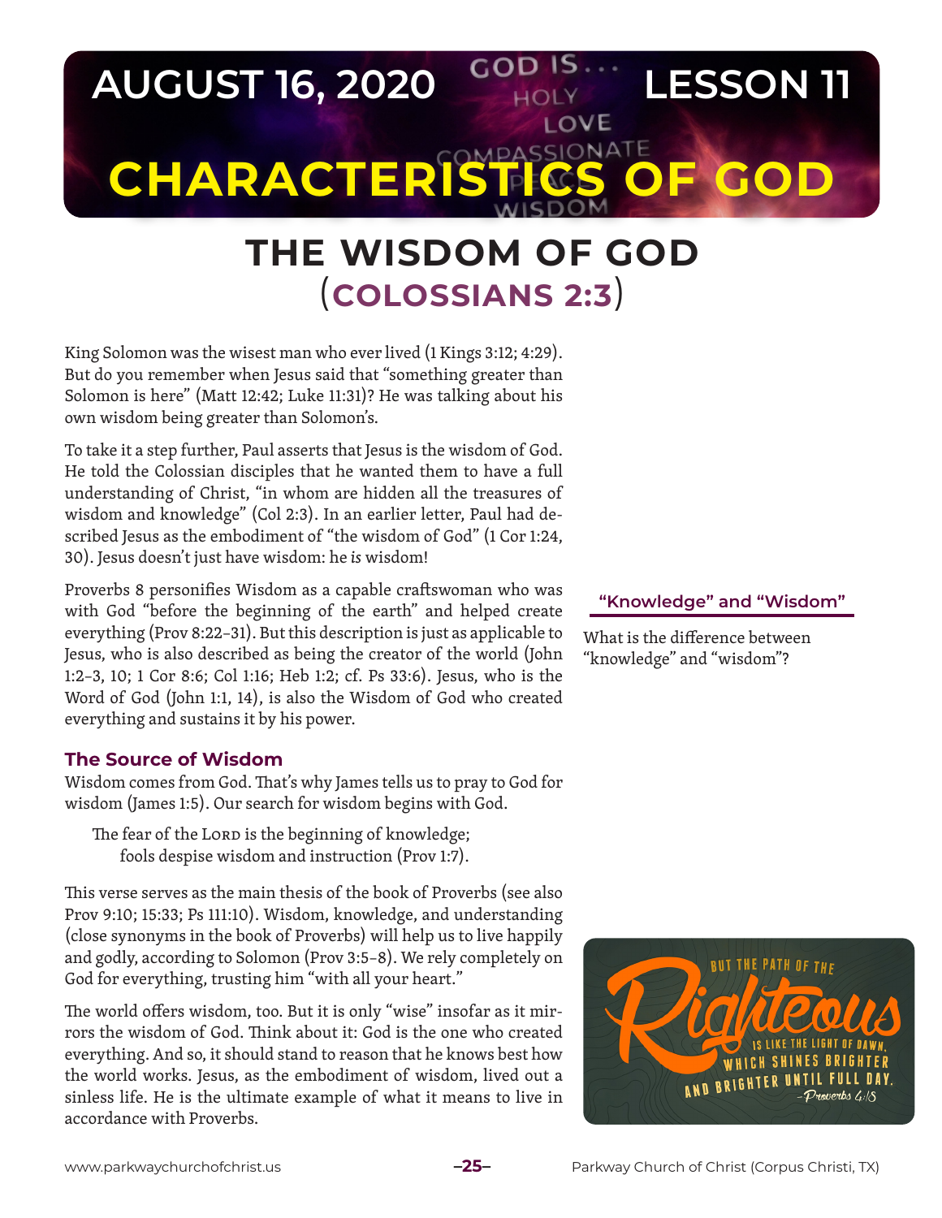# AUGUST 16, 2020 — LESSON 11

# CHARACTERISTICS OF GOD

## THE WISDOM OF GOD (COLOSSIANS 2:3)

King Solomon was the wisest man who ever lived (1 Kings 3:12; 4:29). But do you remember when Jesus said that "something greater than Solomon is here" (Matt 12:42; Luke 11:31)? He was talking about his own wisdom being greater than Solomon's.

To take it a step further, Paul asserts that Jesus is the wisdom of God. He told the Colossian disciples that he wanted them to have a full understanding of Christ, "in whom are hidden all the treasures of wisdom and knowledge" (Col 2:3). In an earlier letter, Paul had described Jesus as the embodiment of "the wisdom of God" (1 Cor 1:24, 30). Jesus doesn't just have wisdom: he *is* wisdom!

Proverbs 8 personifies Wisdom as a capable craftswoman who was with God "before the beginning of the earth" and helped create everything (Prov 8:22–31). But this description is just as applicable to Jesus, who is also described as being the creator of the world (John 1:2–3, 10; 1 Cor 8:6; Col 1:16; Heb 1:2; cf. Ps 33:6). Jesus, who is the Word of God (John 1:1, 14), is also the Wisdom of God who created everything and sustains it by his power.

### "Knowledge" and "Wisdom"

What is the difference between "knowledge" and "wisdom"?

### The Source of Wisdom

Wisdom comes from God. That's why James tells us to pray to God for wisdom (James 1:5). Our search for wisdom begins with God.

> The fear of the Lord is the beginning of knowledge;
> fools despise wisdom and instruction (Prov 1:7).

This verse serves as the main thesis of the book of Proverbs (see also Prov 9:10; 15:33; Ps 111:10). Wisdom, knowledge, and understanding (close synonyms in the book of Proverbs) will help us to live happily and godly, according to Solomon (Prov 3:5–8). We rely completely on God for everything, trusting him "with all your heart."

The world offers wisdom, too. But it is only "wise" insofar as it mirrors the wisdom of God. Think about it: God is the one who created everything. And so, it should stand to reason that he knows best how the world works. Jesus, as the embodiment of wisdom, lived out a sinless life. He is the ultimate example of what it means to live in accordance with Proverbs.

BUT THE PATH OF THE **Righteous** IS LIKE THE LIGHT OF DAWN, WHICH SHINES BRIGHTER AND BRIGHTER UNTIL FULL DAY. –Proverbs 4:18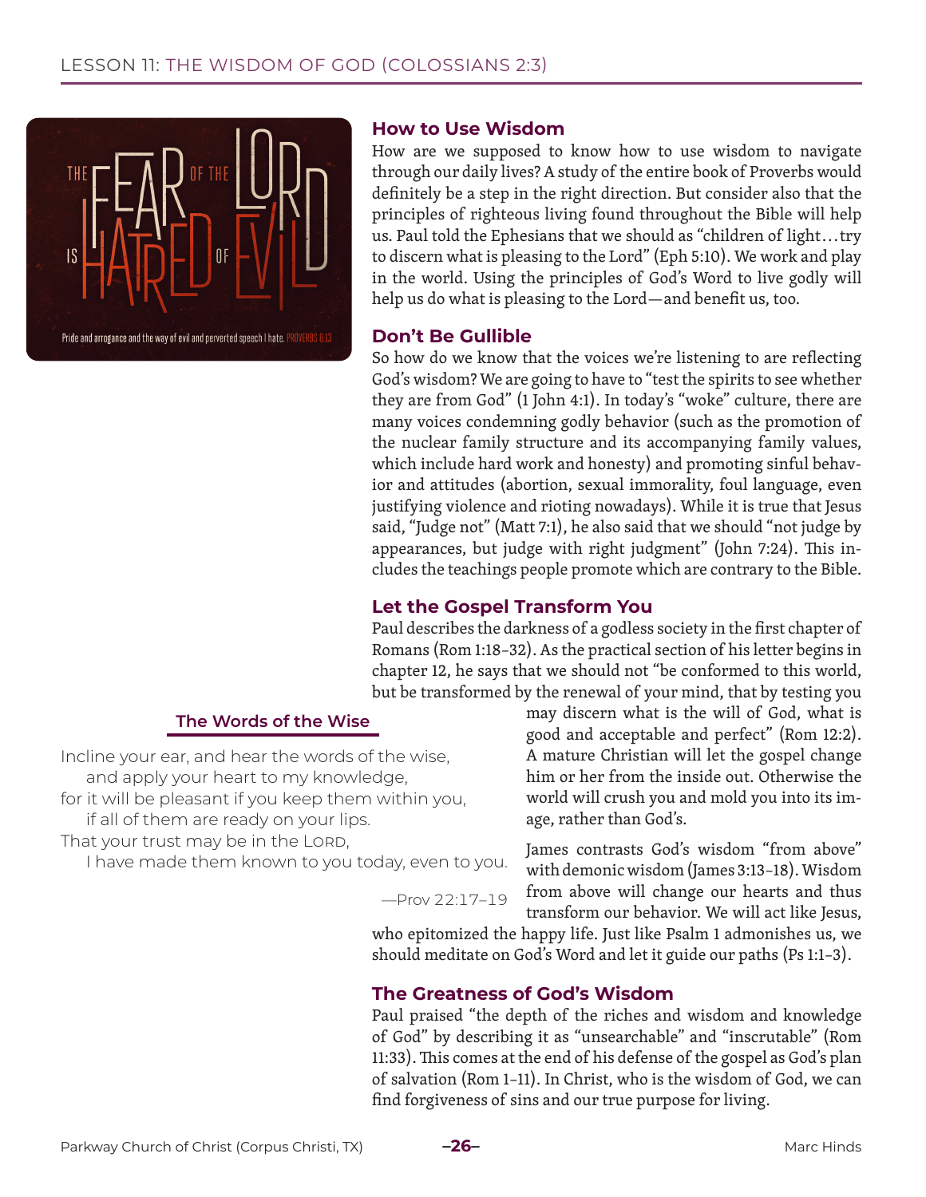## How to Use Wisdom

How are we supposed to know how to use wisdom to navigate through our daily lives? A study of the entire book of Proverbs would definitely be a step in the right direction. But consider also that the principles of righteous living found throughout the Bible will help us. Paul told the Ephesians that we should as "children of light…try to discern what is pleasing to the Lord" (Eph 5:10). We work and play in the world. Using the principles of God's Word to live godly will help us do what is pleasing to the Lord—and benefit us, too.

## Don't Be Gullible

So how do we know that the voices we're listening to are reflecting God's wisdom? We are going to have to "test the spirits to see whether they are from God" (1 John 4:1). In today's "woke" culture, there are many voices condemning godly behavior (such as the promotion of the nuclear family structure and its accompanying family values, which include hard work and honesty) and promoting sinful behavior and attitudes (abortion, sexual immorality, foul language, even justifying violence and rioting nowadays). While it is true that Jesus said, "Judge not" (Matt 7:1), he also said that we should "not judge by appearances, but judge with right judgment" (John 7:24). This includes the teachings people promote which are contrary to the Bible.

## Let the Gospel Transform You

Paul describes the darkness of a godless society in the first chapter of Romans (Rom 1:18–32). As the practical section of his letter begins in chapter 12, he says that we should not "be conformed to this world, but be transformed by the renewal of your mind, that by testing you may discern what is the will of God, what is good and acceptable and perfect" (Rom 12:2). A mature Christian will let the gospel change him or her from the inside out. Otherwise the world will crush you and mold you into its image, rather than God's.

James contrasts God's wisdom "from above" with demonic wisdom (James 3:13–18). Wisdom from above will change our hearts and thus transform our behavior. We will act like Jesus, who epitomized the happy life. Just like Psalm 1 admonishes us, we should meditate on God's Word and let it guide our paths (Ps 1:1–3).

### The Words of the Wise

Incline your ear, and hear the words of the wise,
  and apply your heart to my knowledge,
for it will be pleasant if you keep them within you,
  if all of them are ready on your lips.
That your trust may be in the Lord,
  I have made them known to you today, even to you.

—Prov 22:17–19

## The Greatness of God's Wisdom

Paul praised "the depth of the riches and wisdom and knowledge of God" by describing it as "unsearchable" and "inscrutable" (Rom 11:33). This comes at the end of his defense of the gospel as God's plan of salvation (Rom 1–11). In Christ, who is the wisdom of God, we can find forgiveness of sins and our true purpose for living.